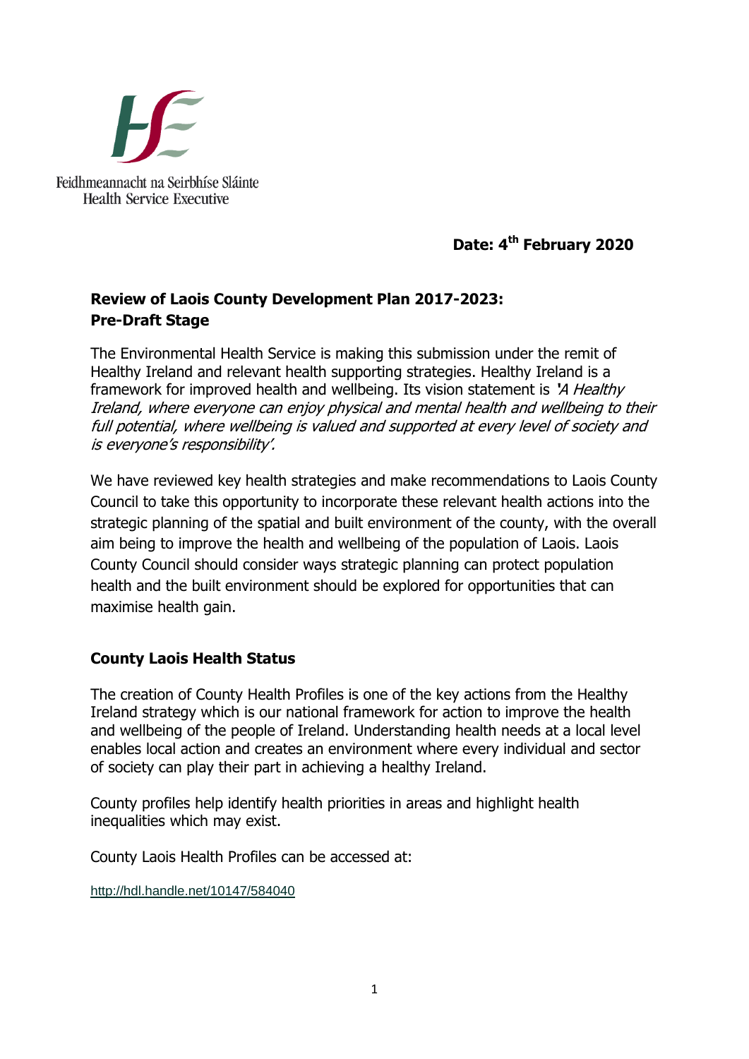Feidhmeannacht na Seirbhíse Sláinte
Health Service Executive

**Date: 4th February 2020**

## Review of Laois County Development Plan 2017-2023: Pre-Draft Stage

The Environmental Health Service is making this submission under the remit of Healthy Ireland and relevant health supporting strategies. Healthy Ireland is a framework for improved health and wellbeing. Its vision statement is *'A Healthy Ireland, where everyone can enjoy physical and mental health and wellbeing to their full potential, where wellbeing is valued and supported at every level of society and is everyone's responsibility'.*

We have reviewed key health strategies and make recommendations to Laois County Council to take this opportunity to incorporate these relevant health actions into the strategic planning of the spatial and built environment of the county, with the overall aim being to improve the health and wellbeing of the population of Laois. Laois County Council should consider ways strategic planning can protect population health and the built environment should be explored for opportunities that can maximise health gain.

## County Laois Health Status

The creation of County Health Profiles is one of the key actions from the Healthy Ireland strategy which is our national framework for action to improve the health and wellbeing of the people of Ireland. Understanding health needs at a local level enables local action and creates an environment where every individual and sector of society can play their part in achieving a healthy Ireland.

County profiles help identify health priorities in areas and highlight health inequalities which may exist.

County Laois Health Profiles can be accessed at:

http://hdl.handle.net/10147/584040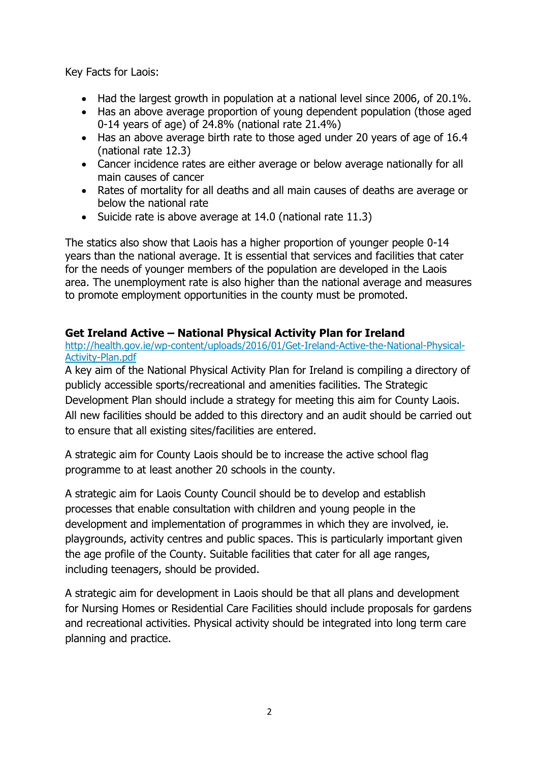Key Facts for Laois:

- Had the largest growth in population at a national level since 2006, of 20.1%.
- Has an above average proportion of young dependent population (those aged 0-14 years of age) of 24.8% (national rate 21.4%)
- Has an above average birth rate to those aged under 20 years of age of 16.4 (national rate 12.3)
- Cancer incidence rates are either average or below average nationally for all main causes of cancer
- Rates of mortality for all deaths and all main causes of deaths are average or below the national rate
- Suicide rate is above average at 14.0 (national rate 11.3)

The statics also show that Laois has a higher proportion of younger people 0-14 years than the national average. It is essential that services and facilities that cater for the needs of younger members of the population are developed in the Laois area. The unemployment rate is also higher than the national average and measures to promote employment opportunities in the county must be promoted.

**Get Ireland Active – National Physical Activity Plan for Ireland**

[http://health.gov.ie/wp-content/uploads/2016/01/Get-Ireland-Active-the-National-Physical-Activity-Plan.pdf](http://health.gov.ie/wp-content/uploads/2016/01/Get-Ireland-Active-the-National-Physical-Activity-Plan.pdf)

A key aim of the National Physical Activity Plan for Ireland is compiling a directory of publicly accessible sports/recreational and amenities facilities. The Strategic Development Plan should include a strategy for meeting this aim for County Laois. All new facilities should be added to this directory and an audit should be carried out to ensure that all existing sites/facilities are entered.

A strategic aim for County Laois should be to increase the active school flag programme to at least another 20 schools in the county.

A strategic aim for Laois County Council should be to develop and establish processes that enable consultation with children and young people in the development and implementation of programmes in which they are involved, ie. playgrounds, activity centres and public spaces. This is particularly important given the age profile of the County. Suitable facilities that cater for all age ranges, including teenagers, should be provided.

A strategic aim for development in Laois should be that all plans and development for Nursing Homes or Residential Care Facilities should include proposals for gardens and recreational activities. Physical activity should be integrated into long term care planning and practice.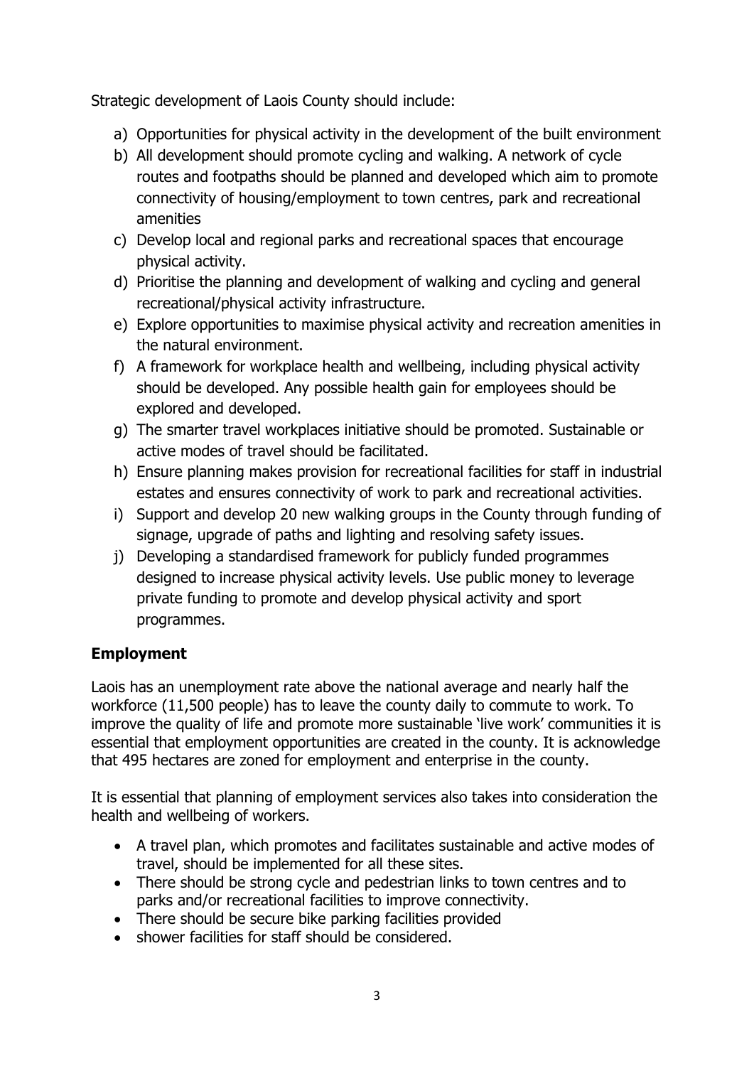Strategic development of Laois County should include:

a) Opportunities for physical activity in the development of the built environment
b) All development should promote cycling and walking. A network of cycle routes and footpaths should be planned and developed which aim to promote connectivity of housing/employment to town centres, park and recreational amenities
c) Develop local and regional parks and recreational spaces that encourage physical activity.
d) Prioritise the planning and development of walking and cycling and general recreational/physical activity infrastructure.
e) Explore opportunities to maximise physical activity and recreation amenities in the natural environment.
f) A framework for workplace health and wellbeing, including physical activity should be developed. Any possible health gain for employees should be explored and developed.
g) The smarter travel workplaces initiative should be promoted. Sustainable or active modes of travel should be facilitated.
h) Ensure planning makes provision for recreational facilities for staff in industrial estates and ensures connectivity of work to park and recreational activities.
i) Support and develop 20 new walking groups in the County through funding of signage, upgrade of paths and lighting and resolving safety issues.
j) Developing a standardised framework for publicly funded programmes designed to increase physical activity levels. Use public money to leverage private funding to promote and develop physical activity and sport programmes.

## Employment

Laois has an unemployment rate above the national average and nearly half the workforce (11,500 people) has to leave the county daily to commute to work. To improve the quality of life and promote more sustainable 'live work' communities it is essential that employment opportunities are created in the county. It is acknowledge that 495 hectares are zoned for employment and enterprise in the county.

It is essential that planning of employment services also takes into consideration the health and wellbeing of workers.

- A travel plan, which promotes and facilitates sustainable and active modes of travel, should be implemented for all these sites.
- There should be strong cycle and pedestrian links to town centres and to parks and/or recreational facilities to improve connectivity.
- There should be secure bike parking facilities provided
- shower facilities for staff should be considered.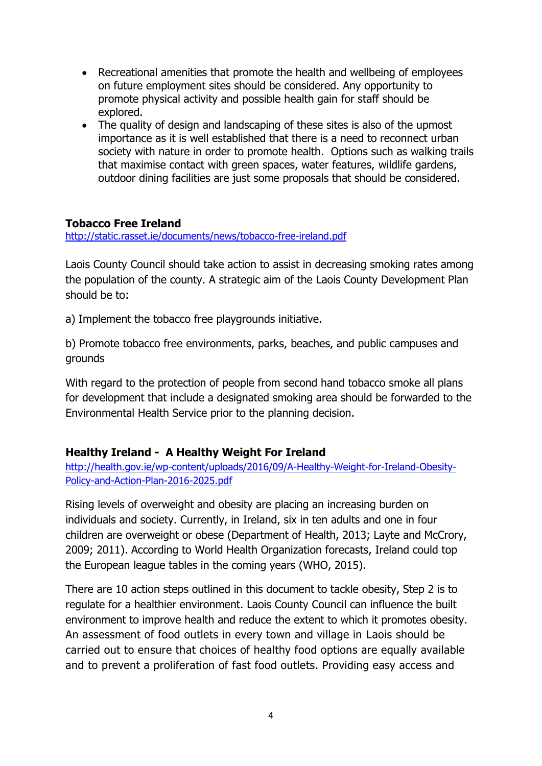- Recreational amenities that promote the health and wellbeing of employees on future employment sites should be considered. Any opportunity to promote physical activity and possible health gain for staff should be explored.
- The quality of design and landscaping of these sites is also of the upmost importance as it is well established that there is a need to reconnect urban society with nature in order to promote health. Options such as walking trails that maximise contact with green spaces, water features, wildlife gardens, outdoor dining facilities are just some proposals that should be considered.

**Tobacco Free Ireland**

http://static.rasset.ie/documents/news/tobacco-free-ireland.pdf

Laois County Council should take action to assist in decreasing smoking rates among the population of the county. A strategic aim of the Laois County Development Plan should be to:

a) Implement the tobacco free playgrounds initiative.

b) Promote tobacco free environments, parks, beaches, and public campuses and grounds

With regard to the protection of people from second hand tobacco smoke all plans for development that include a designated smoking area should be forwarded to the Environmental Health Service prior to the planning decision.

**Healthy Ireland - A Healthy Weight For Ireland**

http://health.gov.ie/wp-content/uploads/2016/09/A-Healthy-Weight-for-Ireland-Obesity-Policy-and-Action-Plan-2016-2025.pdf

Rising levels of overweight and obesity are placing an increasing burden on individuals and society. Currently, in Ireland, six in ten adults and one in four children are overweight or obese (Department of Health, 2013; Layte and McCrory, 2009; 2011). According to World Health Organization forecasts, Ireland could top the European league tables in the coming years (WHO, 2015).

There are 10 action steps outlined in this document to tackle obesity, Step 2 is to regulate for a healthier environment. Laois County Council can influence the built environment to improve health and reduce the extent to which it promotes obesity. An assessment of food outlets in every town and village in Laois should be carried out to ensure that choices of healthy food options are equally available and to prevent a proliferation of fast food outlets. Providing easy access and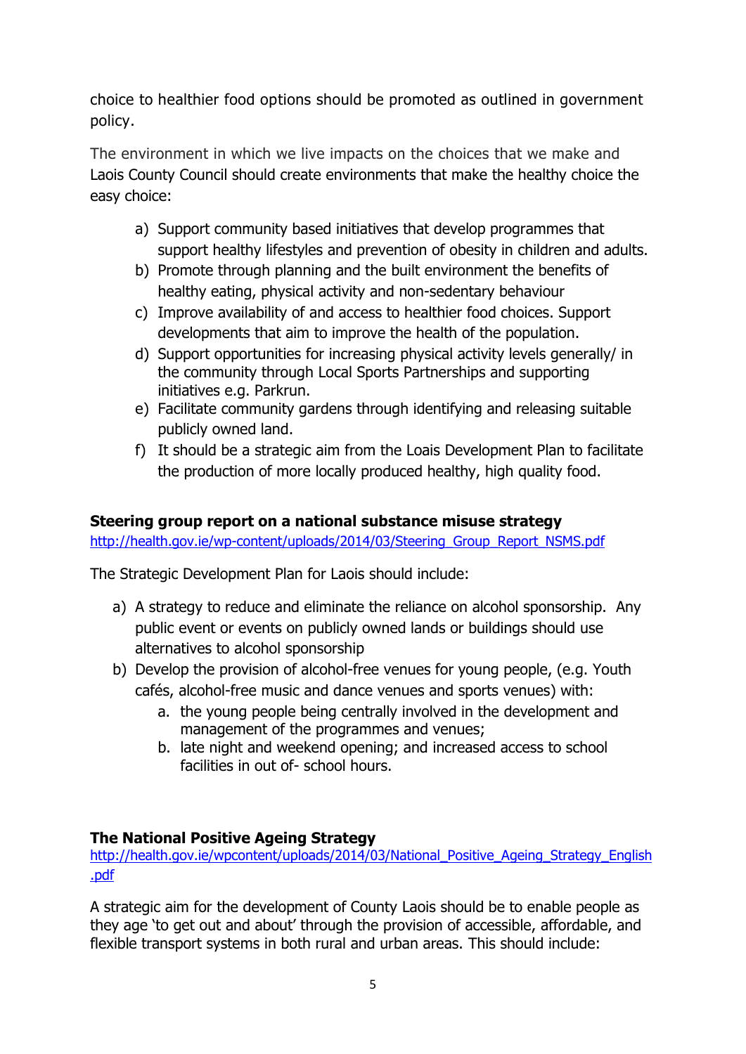choice to healthier food options should be promoted as outlined in government policy.

The environment in which we live impacts on the choices that we make and Laois County Council should create environments that make the healthy choice the easy choice:

a) Support community based initiatives that develop programmes that support healthy lifestyles and prevention of obesity in children and adults.
b) Promote through planning and the built environment the benefits of healthy eating, physical activity and non-sedentary behaviour
c) Improve availability of and access to healthier food choices. Support developments that aim to improve the health of the population.
d) Support opportunities for increasing physical activity levels generally/ in the community through Local Sports Partnerships and supporting initiatives e.g. Parkrun.
e) Facilitate community gardens through identifying and releasing suitable publicly owned land.
f) It should be a strategic aim from the Loais Development Plan to facilitate the production of more locally produced healthy, high quality food.

**Steering group report on a national substance misuse strategy**
[http://health.gov.ie/wp-content/uploads/2014/03/Steering_Group_Report_NSMS.pdf](http://health.gov.ie/wp-content/uploads/2014/03/Steering_Group_Report_NSMS.pdf)

The Strategic Development Plan for Laois should include:

a) A strategy to reduce and eliminate the reliance on alcohol sponsorship. Any public event or events on publicly owned lands or buildings should use alternatives to alcohol sponsorship
b) Develop the provision of alcohol-free venues for young people, (e.g. Youth cafés, alcohol-free music and dance venues and sports venues) with:
   a. the young people being centrally involved in the development and management of the programmes and venues;
   b. late night and weekend opening; and increased access to school facilities in out of- school hours.

**The National Positive Ageing Strategy**
[http://health.gov.ie/wpcontent/uploads/2014/03/National_Positive_Ageing_Strategy_English.pdf](http://health.gov.ie/wpcontent/uploads/2014/03/National_Positive_Ageing_Strategy_English.pdf)

A strategic aim for the development of County Laois should be to enable people as they age 'to get out and about' through the provision of accessible, affordable, and flexible transport systems in both rural and urban areas. This should include: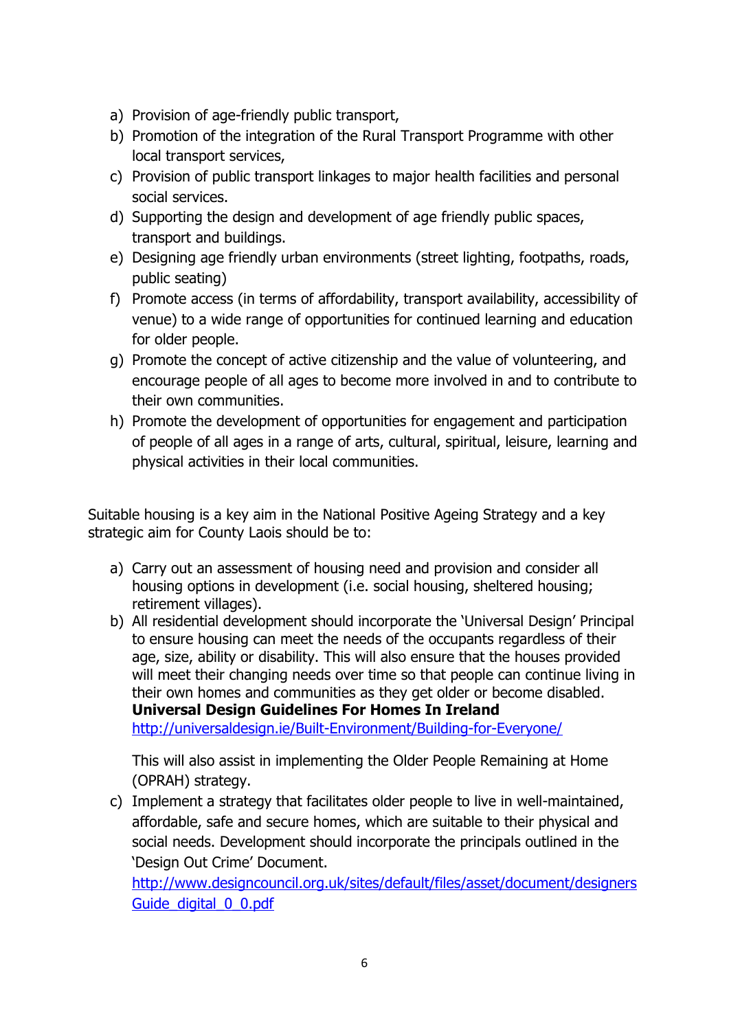a) Provision of age-friendly public transport,
b) Promotion of the integration of the Rural Transport Programme with other local transport services,
c) Provision of public transport linkages to major health facilities and personal social services.
d) Supporting the design and development of age friendly public spaces, transport and buildings.
e) Designing age friendly urban environments (street lighting, footpaths, roads, public seating)
f) Promote access (in terms of affordability, transport availability, accessibility of venue) to a wide range of opportunities for continued learning and education for older people.
g) Promote the concept of active citizenship and the value of volunteering, and encourage people of all ages to become more involved in and to contribute to their own communities.
h) Promote the development of opportunities for engagement and participation of people of all ages in a range of arts, cultural, spiritual, leisure, learning and physical activities in their local communities.

Suitable housing is a key aim in the National Positive Ageing Strategy and a key strategic aim for County Laois should be to:

a) Carry out an assessment of housing need and provision and consider all housing options in development (i.e. social housing, sheltered housing; retirement villages).
b) All residential development should incorporate the 'Universal Design' Principal to ensure housing can meet the needs of the occupants regardless of their age, size, ability or disability. This will also ensure that the houses provided will meet their changing needs over time so that people can continue living in their own homes and communities as they get older or become disabled.
   **Universal Design Guidelines For Homes In Ireland**
   [http://universaldesign.ie/Built-Environment/Building-for-Everyone/](http://universaldesign.ie/Built-Environment/Building-for-Everyone/)

   This will also assist in implementing the Older People Remaining at Home (OPRAH) strategy.
c) Implement a strategy that facilitates older people to live in well-maintained, affordable, safe and secure homes, which are suitable to their physical and social needs. Development should incorporate the principals outlined in the 'Design Out Crime' Document.
   [http://www.designcouncil.org.uk/sites/default/files/asset/document/designersGuide_digital_0_0.pdf](http://www.designcouncil.org.uk/sites/default/files/asset/document/designersGuide_digital_0_0.pdf)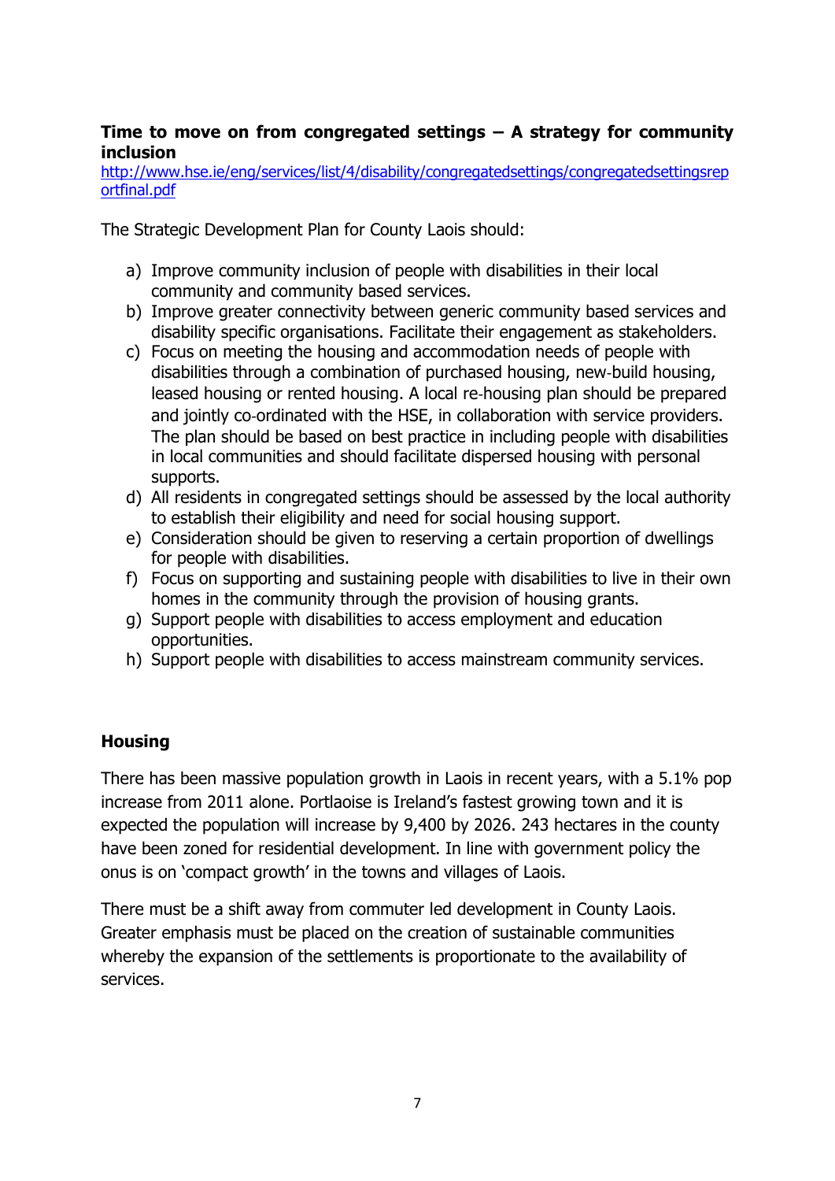**Time to move on from congregated settings – A strategy for community inclusion**

[http://www.hse.ie/eng/services/list/4/disability/congregatedsettings/congregatedsettingsreportfinal.pdf](http://www.hse.ie/eng/services/list/4/disability/congregatedsettings/congregatedsettingsreportfinal.pdf)

The Strategic Development Plan for County Laois should:

a) Improve community inclusion of people with disabilities in their local community and community based services.
b) Improve greater connectivity between generic community based services and disability specific organisations. Facilitate their engagement as stakeholders.
c) Focus on meeting the housing and accommodation needs of people with disabilities through a combination of purchased housing, new-build housing, leased housing or rented housing. A local re-housing plan should be prepared and jointly co-ordinated with the HSE, in collaboration with service providers. The plan should be based on best practice in including people with disabilities in local communities and should facilitate dispersed housing with personal supports.
d) All residents in congregated settings should be assessed by the local authority to establish their eligibility and need for social housing support.
e) Consideration should be given to reserving a certain proportion of dwellings for people with disabilities.
f) Focus on supporting and sustaining people with disabilities to live in their own homes in the community through the provision of housing grants.
g) Support people with disabilities to access employment and education opportunities.
h) Support people with disabilities to access mainstream community services.

**Housing**

There has been massive population growth in Laois in recent years, with a 5.1% pop increase from 2011 alone. Portlaoise is Ireland's fastest growing town and it is expected the population will increase by 9,400 by 2026. 243 hectares in the county have been zoned for residential development. In line with government policy the onus is on 'compact growth' in the towns and villages of Laois.

There must be a shift away from commuter led development in County Laois. Greater emphasis must be placed on the creation of sustainable communities whereby the expansion of the settlements is proportionate to the availability of services.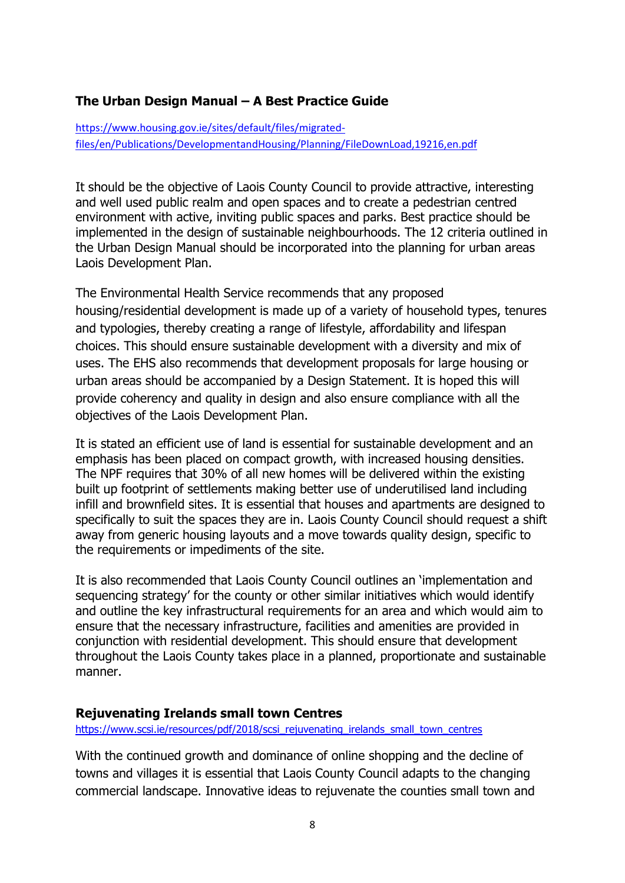**The Urban Design Manual – A Best Practice Guide**

https://www.housing.gov.ie/sites/default/files/migrated-files/en/Publications/DevelopmentandHousing/Planning/FileDownLoad,19216,en.pdf

It should be the objective of Laois County Council to provide attractive, interesting and well used public realm and open spaces and to create a pedestrian centred environment with active, inviting public spaces and parks. Best practice should be implemented in the design of sustainable neighbourhoods. The 12 criteria outlined in the Urban Design Manual should be incorporated into the planning for urban areas Laois Development Plan.

The Environmental Health Service recommends that any proposed housing/residential development is made up of a variety of household types, tenures and typologies, thereby creating a range of lifestyle, affordability and lifespan choices. This should ensure sustainable development with a diversity and mix of uses. The EHS also recommends that development proposals for large housing or urban areas should be accompanied by a Design Statement. It is hoped this will provide coherency and quality in design and also ensure compliance with all the objectives of the Laois Development Plan.

It is stated an efficient use of land is essential for sustainable development and an emphasis has been placed on compact growth, with increased housing densities. The NPF requires that 30% of all new homes will be delivered within the existing built up footprint of settlements making better use of underutilised land including infill and brownfield sites. It is essential that houses and apartments are designed to specifically to suit the spaces they are in. Laois County Council should request a shift away from generic housing layouts and a move towards quality design, specific to the requirements or impediments of the site.

It is also recommended that Laois County Council outlines an 'implementation and sequencing strategy' for the county or other similar initiatives which would identify and outline the key infrastructural requirements for an area and which would aim to ensure that the necessary infrastructure, facilities and amenities are provided in conjunction with residential development. This should ensure that development throughout the Laois County takes place in a planned, proportionate and sustainable manner.

**Rejuvenating Irelands small town Centres**

https://www.scsi.ie/resources/pdf/2018/scsi_rejuvenating_irelands_small_town_centres

With the continued growth and dominance of online shopping and the decline of towns and villages it is essential that Laois County Council adapts to the changing commercial landscape. Innovative ideas to rejuvenate the counties small town and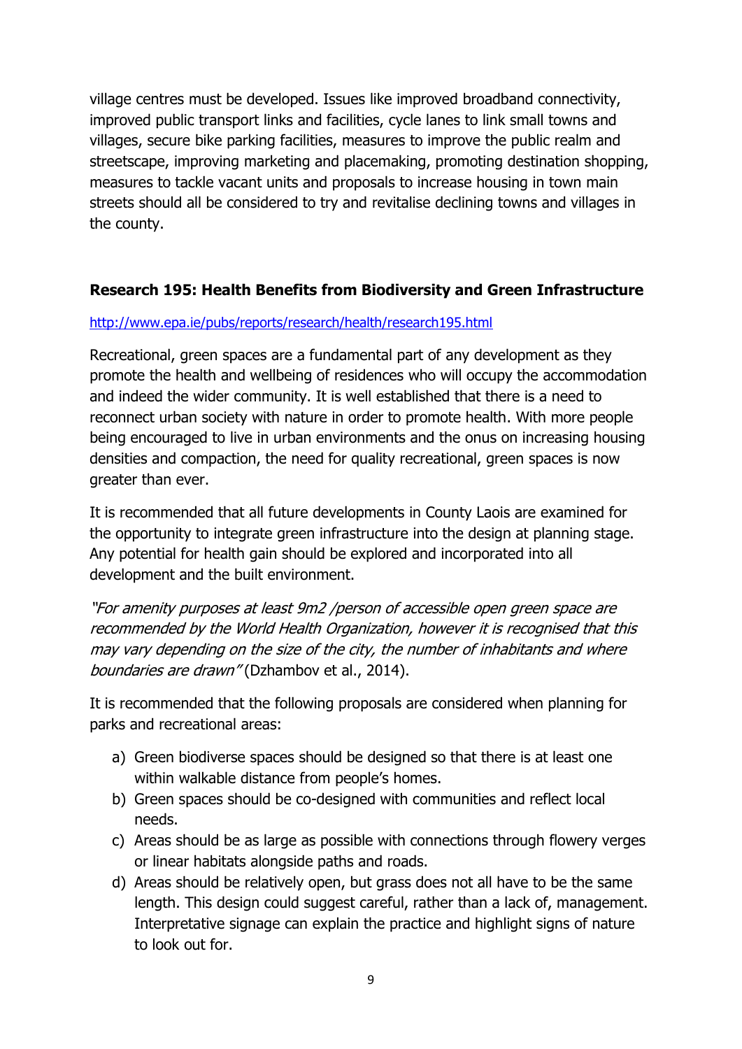village centres must be developed. Issues like improved broadband connectivity, improved public transport links and facilities, cycle lanes to link small towns and villages, secure bike parking facilities, measures to improve the public realm and streetscape, improving marketing and placemaking, promoting destination shopping, measures to tackle vacant units and proposals to increase housing in town main streets should all be considered to try and revitalise declining towns and villages in the county.

### Research 195: Health Benefits from Biodiversity and Green Infrastructure

http://www.epa.ie/pubs/reports/research/health/research195.html

Recreational, green spaces are a fundamental part of any development as they promote the health and wellbeing of residences who will occupy the accommodation and indeed the wider community. It is well established that there is a need to reconnect urban society with nature in order to promote health. With more people being encouraged to live in urban environments and the onus on increasing housing densities and compaction, the need for quality recreational, green spaces is now greater than ever.

It is recommended that all future developments in County Laois are examined for the opportunity to integrate green infrastructure into the design at planning stage. Any potential for health gain should be explored and incorporated into all development and the built environment.

*"For amenity purposes at least 9m2 /person of accessible open green space are recommended by the World Health Organization, however it is recognised that this may vary depending on the size of the city, the number of inhabitants and where boundaries are drawn"* (Dzhambov et al., 2014).

It is recommended that the following proposals are considered when planning for parks and recreational areas:

a) Green biodiverse spaces should be designed so that there is at least one within walkable distance from people's homes.
b) Green spaces should be co-designed with communities and reflect local needs.
c) Areas should be as large as possible with connections through flowery verges or linear habitats alongside paths and roads.
d) Areas should be relatively open, but grass does not all have to be the same length. This design could suggest careful, rather than a lack of, management. Interpretative signage can explain the practice and highlight signs of nature to look out for.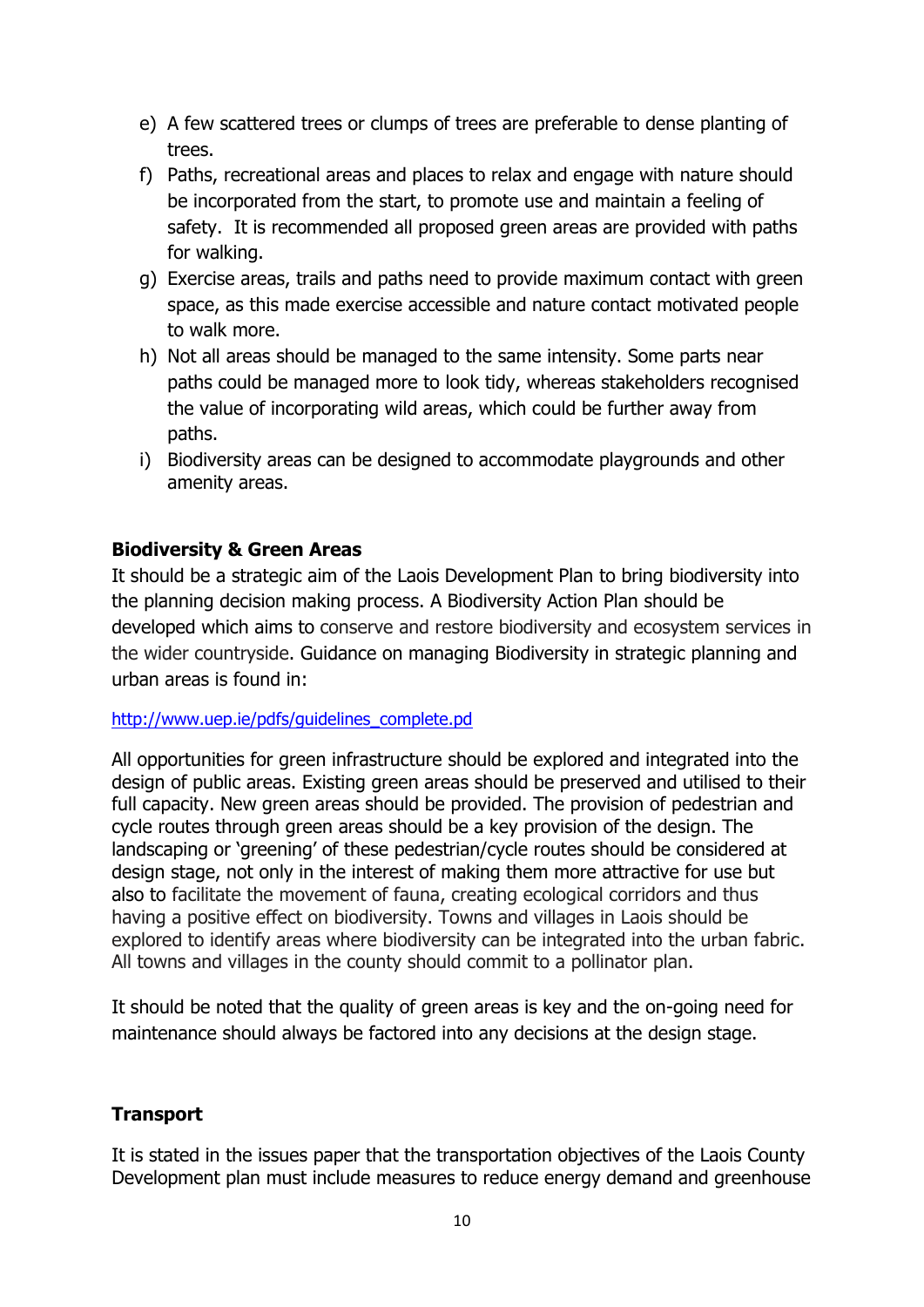e) A few scattered trees or clumps of trees are preferable to dense planting of trees.
f) Paths, recreational areas and places to relax and engage with nature should be incorporated from the start, to promote use and maintain a feeling of safety. It is recommended all proposed green areas are provided with paths for walking.
g) Exercise areas, trails and paths need to provide maximum contact with green space, as this made exercise accessible and nature contact motivated people to walk more.
h) Not all areas should be managed to the same intensity. Some parts near paths could be managed more to look tidy, whereas stakeholders recognised the value of incorporating wild areas, which could be further away from paths.
i) Biodiversity areas can be designed to accommodate playgrounds and other amenity areas.

**Biodiversity & Green Areas**

It should be a strategic aim of the Laois Development Plan to bring biodiversity into the planning decision making process. A Biodiversity Action Plan should be developed which aims to conserve and restore biodiversity and ecosystem services in the wider countryside. Guidance on managing Biodiversity in strategic planning and urban areas is found in:

http://www.uep.ie/pdfs/guidelines_complete.pd

All opportunities for green infrastructure should be explored and integrated into the design of public areas. Existing green areas should be preserved and utilised to their full capacity. New green areas should be provided. The provision of pedestrian and cycle routes through green areas should be a key provision of the design. The landscaping or 'greening' of these pedestrian/cycle routes should be considered at design stage, not only in the interest of making them more attractive for use but also to facilitate the movement of fauna, creating ecological corridors and thus having a positive effect on biodiversity. Towns and villages in Laois should be explored to identify areas where biodiversity can be integrated into the urban fabric. All towns and villages in the county should commit to a pollinator plan.

It should be noted that the quality of green areas is key and the on-going need for maintenance should always be factored into any decisions at the design stage.

**Transport**

It is stated in the issues paper that the transportation objectives of the Laois County Development plan must include measures to reduce energy demand and greenhouse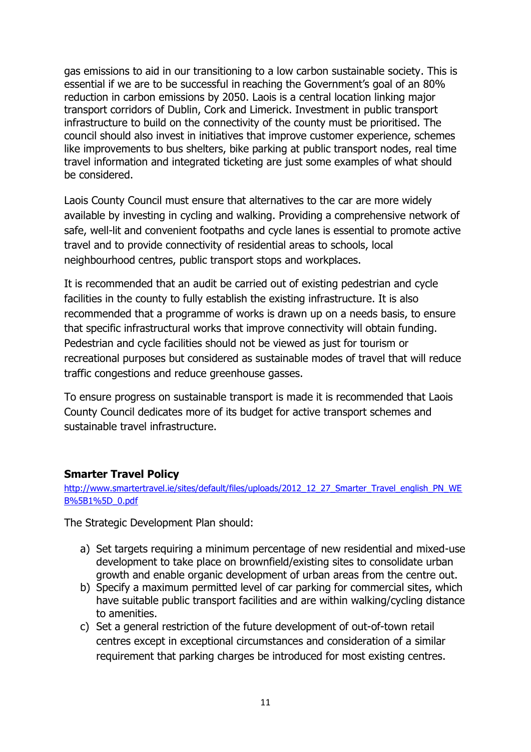gas emissions to aid in our transitioning to a low carbon sustainable society. This is essential if we are to be successful in reaching the Government's goal of an 80% reduction in carbon emissions by 2050. Laois is a central location linking major transport corridors of Dublin, Cork and Limerick. Investment in public transport infrastructure to build on the connectivity of the county must be prioritised. The council should also invest in initiatives that improve customer experience, schemes like improvements to bus shelters, bike parking at public transport nodes, real time travel information and integrated ticketing are just some examples of what should be considered.

Laois County Council must ensure that alternatives to the car are more widely available by investing in cycling and walking. Providing a comprehensive network of safe, well-lit and convenient footpaths and cycle lanes is essential to promote active travel and to provide connectivity of residential areas to schools, local neighbourhood centres, public transport stops and workplaces.

It is recommended that an audit be carried out of existing pedestrian and cycle facilities in the county to fully establish the existing infrastructure. It is also recommended that a programme of works is drawn up on a needs basis, to ensure that specific infrastructural works that improve connectivity will obtain funding. Pedestrian and cycle facilities should not be viewed as just for tourism or recreational purposes but considered as sustainable modes of travel that will reduce traffic congestions and reduce greenhouse gasses.

To ensure progress on sustainable transport is made it is recommended that Laois County Council dedicates more of its budget for active transport schemes and sustainable travel infrastructure.

**Smarter Travel Policy**

http://www.smartertravel.ie/sites/default/files/uploads/2012_12_27_Smarter_Travel_english_PN_WEB%5B1%5D_0.pdf

The Strategic Development Plan should:

a) Set targets requiring a minimum percentage of new residential and mixed-use development to take place on brownfield/existing sites to consolidate urban growth and enable organic development of urban areas from the centre out.
b) Specify a maximum permitted level of car parking for commercial sites, which have suitable public transport facilities and are within walking/cycling distance to amenities.
c) Set a general restriction of the future development of out-of-town retail centres except in exceptional circumstances and consideration of a similar requirement that parking charges be introduced for most existing centres.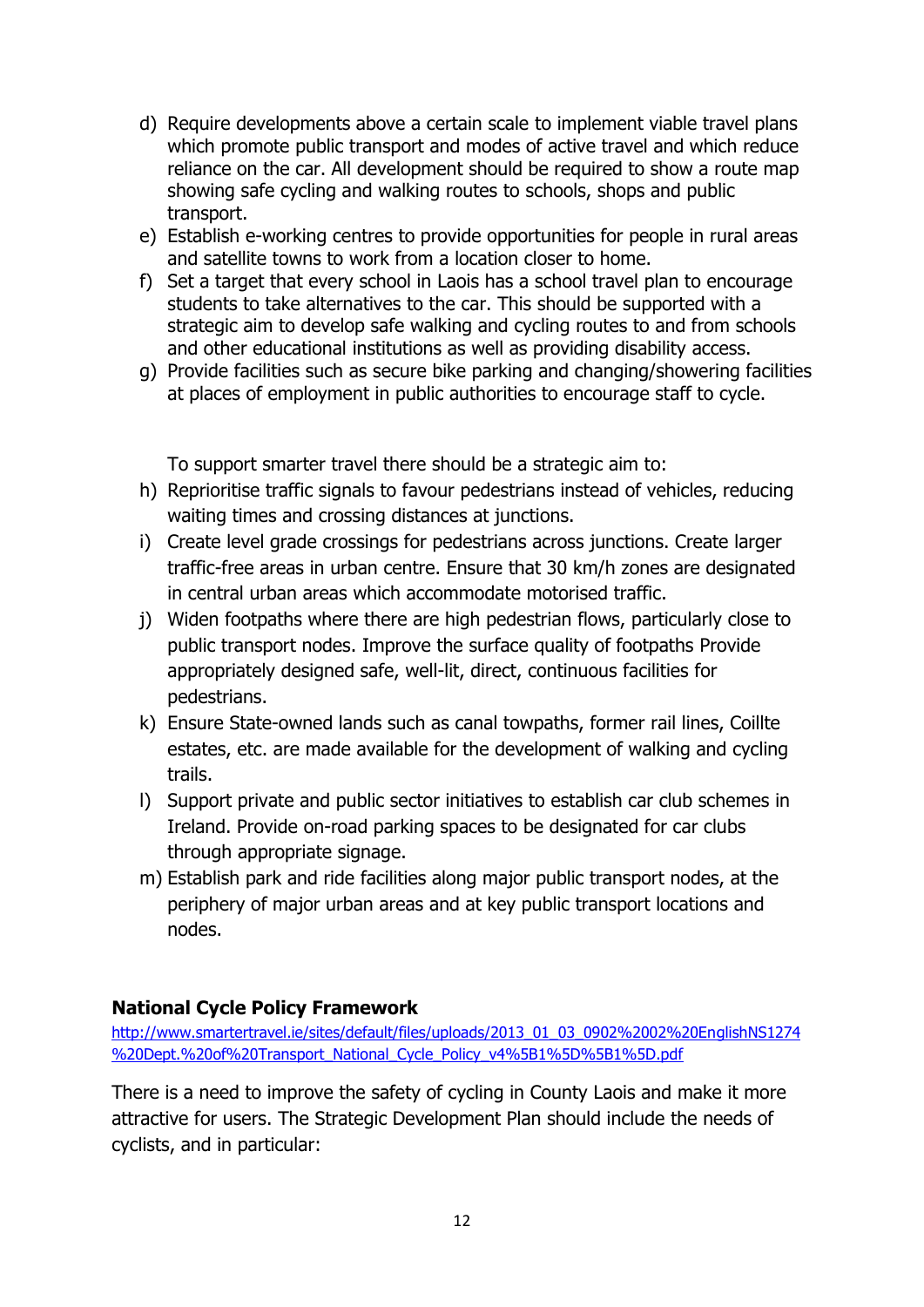d) Require developments above a certain scale to implement viable travel plans which promote public transport and modes of active travel and which reduce reliance on the car. All development should be required to show a route map showing safe cycling and walking routes to schools, shops and public transport.
e) Establish e-working centres to provide opportunities for people in rural areas and satellite towns to work from a location closer to home.
f) Set a target that every school in Laois has a school travel plan to encourage students to take alternatives to the car. This should be supported with a strategic aim to develop safe walking and cycling routes to and from schools and other educational institutions as well as providing disability access.
g) Provide facilities such as secure bike parking and changing/showering facilities at places of employment in public authorities to encourage staff to cycle.

To support smarter travel there should be a strategic aim to:

h) Reprioritise traffic signals to favour pedestrians instead of vehicles, reducing waiting times and crossing distances at junctions.
i) Create level grade crossings for pedestrians across junctions. Create larger traffic-free areas in urban centre. Ensure that 30 km/h zones are designated in central urban areas which accommodate motorised traffic.
j) Widen footpaths where there are high pedestrian flows, particularly close to public transport nodes. Improve the surface quality of footpaths Provide appropriately designed safe, well-lit, direct, continuous facilities for pedestrians.
k) Ensure State-owned lands such as canal towpaths, former rail lines, Coillte estates, etc. are made available for the development of walking and cycling trails.
l) Support private and public sector initiatives to establish car club schemes in Ireland. Provide on-road parking spaces to be designated for car clubs through appropriate signage.
m) Establish park and ride facilities along major public transport nodes, at the periphery of major urban areas and at key public transport locations and nodes.

**National Cycle Policy Framework**

http://www.smartertravel.ie/sites/default/files/uploads/2013_01_03_0902%2002%20EnglishNS1274%20Dept.%20of%20Transport_National_Cycle_Policy_v4%5B1%5D%5B1%5D.pdf

There is a need to improve the safety of cycling in County Laois and make it more attractive for users. The Strategic Development Plan should include the needs of cyclists, and in particular: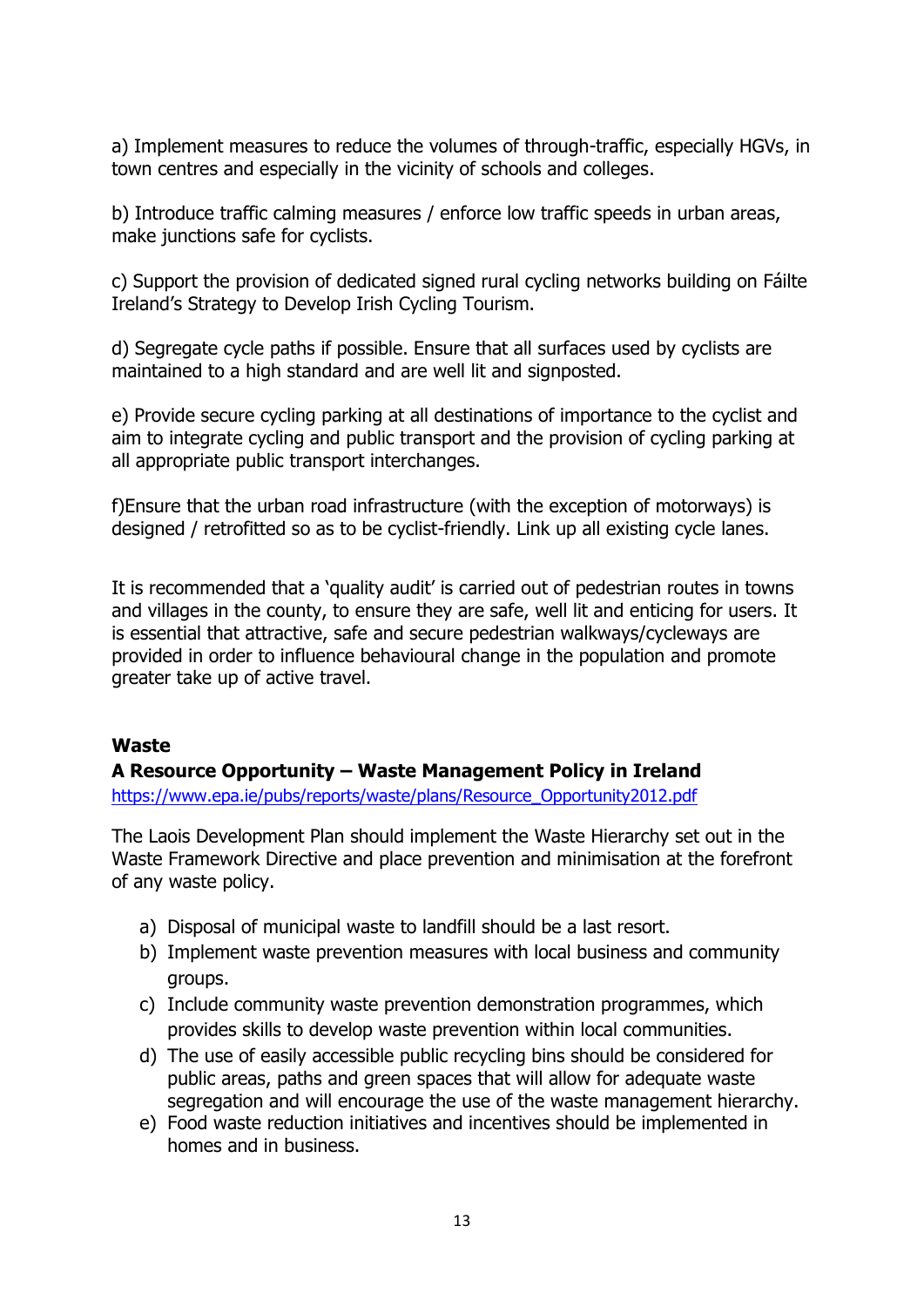a) Implement measures to reduce the volumes of through-traffic, especially HGVs, in town centres and especially in the vicinity of schools and colleges.

b) Introduce traffic calming measures / enforce low traffic speeds in urban areas, make junctions safe for cyclists.

c) Support the provision of dedicated signed rural cycling networks building on Fáilte Ireland's Strategy to Develop Irish Cycling Tourism.

d) Segregate cycle paths if possible. Ensure that all surfaces used by cyclists are maintained to a high standard and are well lit and signposted.

e) Provide secure cycling parking at all destinations of importance to the cyclist and aim to integrate cycling and public transport and the provision of cycling parking at all appropriate public transport interchanges.

f)Ensure that the urban road infrastructure (with the exception of motorways) is designed / retrofitted so as to be cyclist-friendly. Link up all existing cycle lanes.

It is recommended that a 'quality audit' is carried out of pedestrian routes in towns and villages in the county, to ensure they are safe, well lit and enticing for users. It is essential that attractive, safe and secure pedestrian walkways/cycleways are provided in order to influence behavioural change in the population and promote greater take up of active travel.

**Waste**

**A Resource Opportunity – Waste Management Policy in Ireland**

[https://www.epa.ie/pubs/reports/waste/plans/Resource_Opportunity2012.pdf](https://www.epa.ie/pubs/reports/waste/plans/Resource_Opportunity2012.pdf)

The Laois Development Plan should implement the Waste Hierarchy set out in the Waste Framework Directive and place prevention and minimisation at the forefront of any waste policy.

a) Disposal of municipal waste to landfill should be a last resort.
b) Implement waste prevention measures with local business and community groups.
c) Include community waste prevention demonstration programmes, which provides skills to develop waste prevention within local communities.
d) The use of easily accessible public recycling bins should be considered for public areas, paths and green spaces that will allow for adequate waste segregation and will encourage the use of the waste management hierarchy.
e) Food waste reduction initiatives and incentives should be implemented in homes and in business.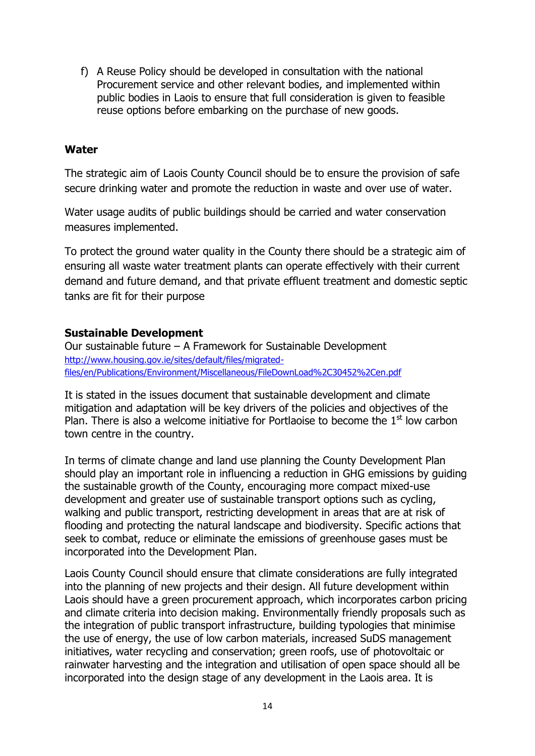f) A Reuse Policy should be developed in consultation with the national Procurement service and other relevant bodies, and implemented within public bodies in Laois to ensure that full consideration is given to feasible reuse options before embarking on the purchase of new goods.

**Water**

The strategic aim of Laois County Council should be to ensure the provision of safe secure drinking water and promote the reduction in waste and over use of water.

Water usage audits of public buildings should be carried and water conservation measures implemented.

To protect the ground water quality in the County there should be a strategic aim of ensuring all waste water treatment plants can operate effectively with their current demand and future demand, and that private effluent treatment and domestic septic tanks are fit for their purpose

**Sustainable Development**

Our sustainable future – A Framework for Sustainable Development
http://www.housing.gov.ie/sites/default/files/migrated-files/en/Publications/Environment/Miscellaneous/FileDownLoad%2C30452%2Cen.pdf

It is stated in the issues document that sustainable development and climate mitigation and adaptation will be key drivers of the policies and objectives of the Plan. There is also a welcome initiative for Portlaoise to become the 1st low carbon town centre in the country.

In terms of climate change and land use planning the County Development Plan should play an important role in influencing a reduction in GHG emissions by guiding the sustainable growth of the County, encouraging more compact mixed-use development and greater use of sustainable transport options such as cycling, walking and public transport, restricting development in areas that are at risk of flooding and protecting the natural landscape and biodiversity. Specific actions that seek to combat, reduce or eliminate the emissions of greenhouse gases must be incorporated into the Development Plan.

Laois County Council should ensure that climate considerations are fully integrated into the planning of new projects and their design. All future development within Laois should have a green procurement approach, which incorporates carbon pricing and climate criteria into decision making. Environmentally friendly proposals such as the integration of public transport infrastructure, building typologies that minimise the use of energy, the use of low carbon materials, increased SuDS management initiatives, water recycling and conservation; green roofs, use of photovoltaic or rainwater harvesting and the integration and utilisation of open space should all be incorporated into the design stage of any development in the Laois area. It is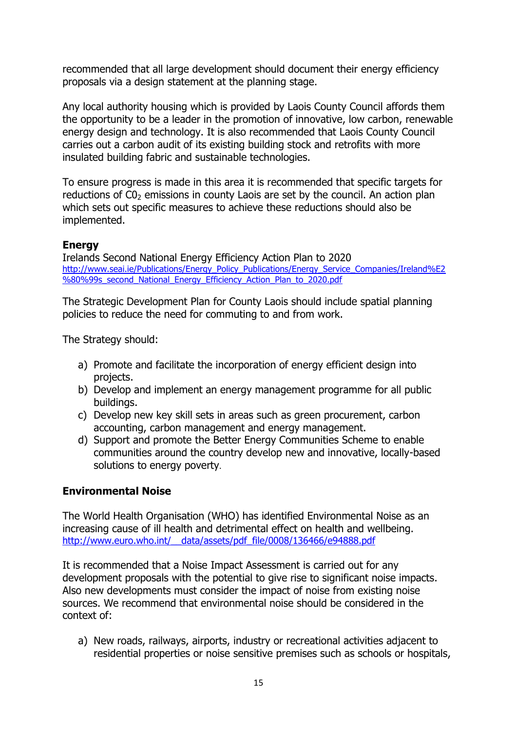recommended that all large development should document their energy efficiency proposals via a design statement at the planning stage.

Any local authority housing which is provided by Laois County Council affords them the opportunity to be a leader in the promotion of innovative, low carbon, renewable energy design and technology. It is also recommended that Laois County Council carries out a carbon audit of its existing building stock and retrofits with more insulated building fabric and sustainable technologies.

To ensure progress is made in this area it is recommended that specific targets for reductions of $C0_2$ emissions in county Laois are set by the council. An action plan which sets out specific measures to achieve these reductions should also be implemented.

**Energy**

Irelands Second National Energy Efficiency Action Plan to 2020
http://www.seai.ie/Publications/Energy_Policy_Publications/Energy_Service_Companies/Ireland%E2%80%99s_second_National_Energy_Efficiency_Action_Plan_to_2020.pdf

The Strategic Development Plan for County Laois should include spatial planning policies to reduce the need for commuting to and from work.

The Strategy should:

a) Promote and facilitate the incorporation of energy efficient design into projects.
b) Develop and implement an energy management programme for all public buildings.
c) Develop new key skill sets in areas such as green procurement, carbon accounting, carbon management and energy management.
d) Support and promote the Better Energy Communities Scheme to enable communities around the country develop new and innovative, locally-based solutions to energy poverty.

## Environmental Noise

The World Health Organisation (WHO) has identified Environmental Noise as an increasing cause of ill health and detrimental effect on health and wellbeing.
http://www.euro.who.int/__data/assets/pdf_file/0008/136466/e94888.pdf

It is recommended that a Noise Impact Assessment is carried out for any development proposals with the potential to give rise to significant noise impacts. Also new developments must consider the impact of noise from existing noise sources. We recommend that environmental noise should be considered in the context of:

a) New roads, railways, airports, industry or recreational activities adjacent to residential properties or noise sensitive premises such as schools or hospitals,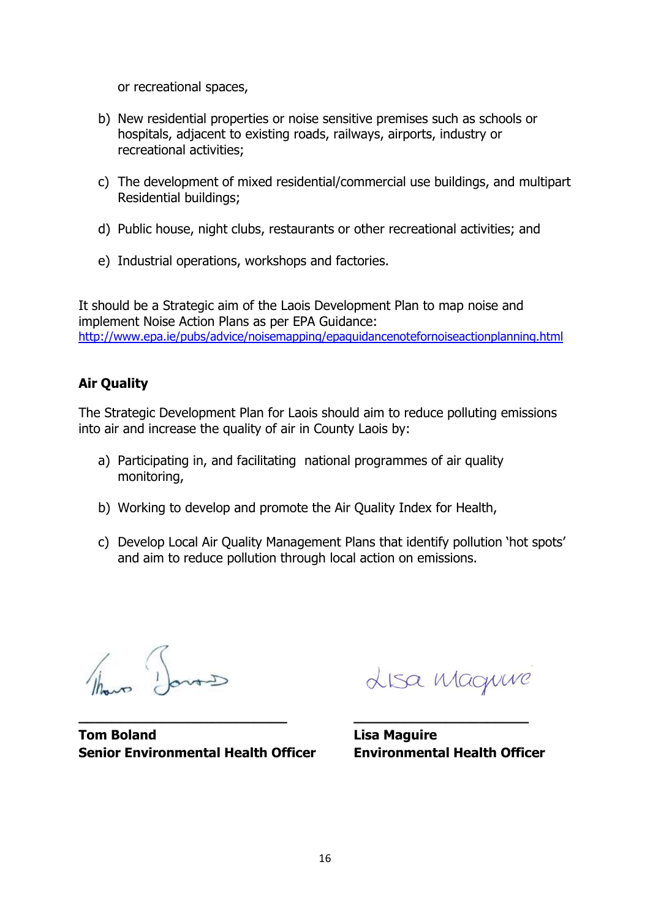or recreational spaces,

b) New residential properties or noise sensitive premises such as schools or hospitals, adjacent to existing roads, railways, airports, industry or recreational activities;

c) The development of mixed residential/commercial use buildings, and multipart Residential buildings;

d) Public house, night clubs, restaurants or other recreational activities; and

e) Industrial operations, workshops and factories.

It should be a Strategic aim of the Laois Development Plan to map noise and implement Noise Action Plans as per EPA Guidance: http://www.epa.ie/pubs/advice/noisemapping/epaguidancenotefornoiseactionplanning.html

**Air Quality**

The Strategic Development Plan for Laois should aim to reduce polluting emissions into air and increase the quality of air in County Laois by:

a) Participating in, and facilitating national programmes of air quality monitoring,

b) Working to develop and promote the Air Quality Index for Health,

c) Develop Local Air Quality Management Plans that identify pollution 'hot spots' and aim to reduce pollution through local action on emissions.

\_\_\_\_\_\_\_\_\_\_\_\_\_\_\_\_\_\_\_\_\_\_\_\_\_\_\_\_
**Tom Boland**
**Senior Environmental Health Officer**

\_\_\_\_\_\_\_\_\_\_\_\_\_\_\_\_\_\_\_\_\_\_\_\_\_\_\_\_
**Lisa Maguire**
**Environmental Health Officer**